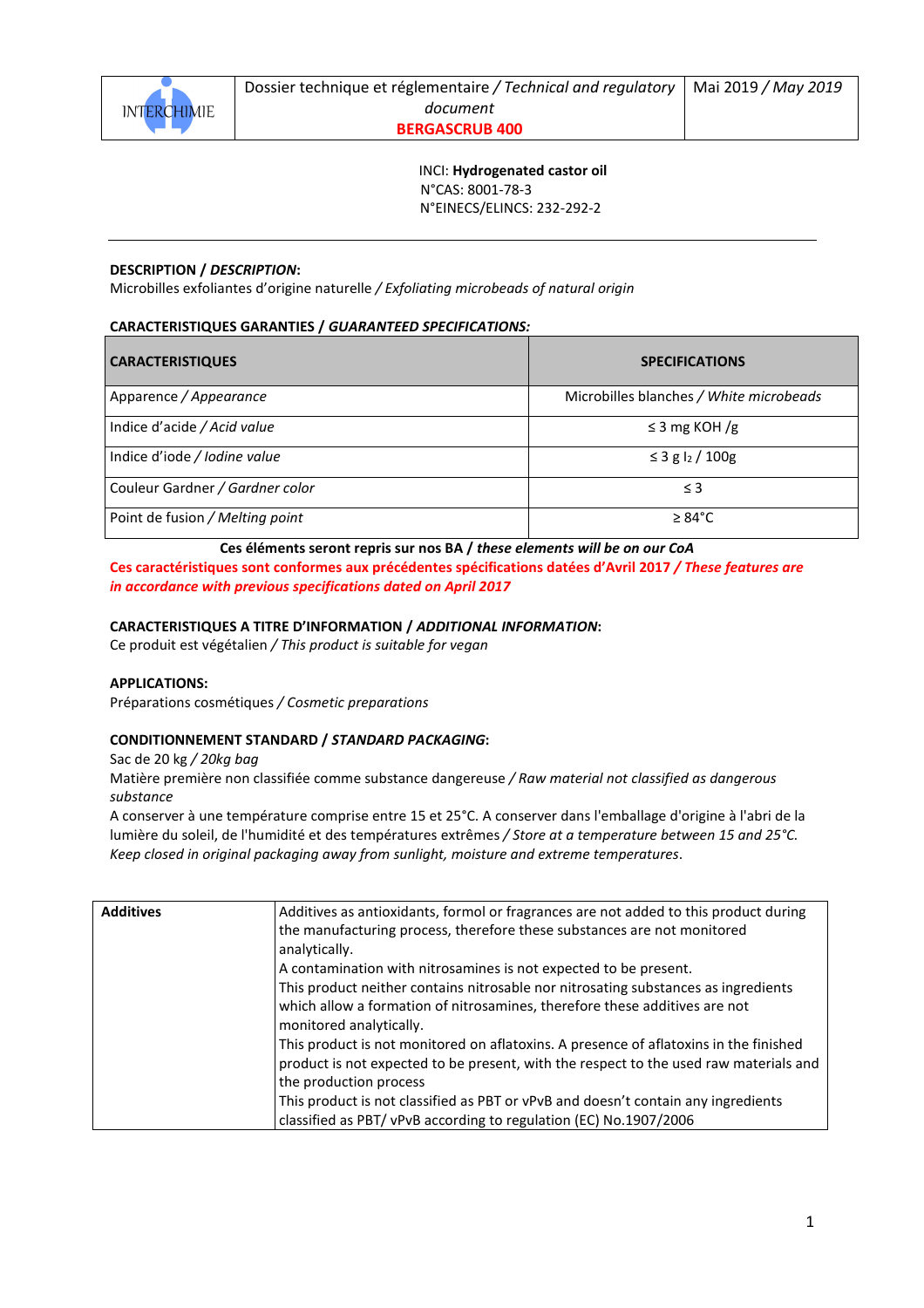| INTERCHIMIE | Dossier technique et réglementaire / *Technical and regulatory document*<br>**BERGASCRUB 400** | Mai 2019 / *May 2019* |
|---|---|---|

INCI: **Hydrogenated castor oil**
N°CAS: 8001-78-3
N°EINECS/ELINCS: 232-292-2

---

**DESCRIPTION / *DESCRIPTION*:**
Microbilles exfoliantes d'origine naturelle / *Exfoliating microbeads of natural origin*

**CARACTERISTIQUES GARANTIES / *GUARANTEED SPECIFICATIONS:***

| CARACTERISTIQUES | SPECIFICATIONS |
|---|---|
| Apparence / *Appearance* | Microbilles blanches / *White microbeads* |
| Indice d'acide / *Acid value* | ≤ 3 mg KOH /g |
| Indice d'iode / *Iodine value* | ≤ 3 g $I_2$ / 100g |
| Couleur Gardner / *Gardner color* | ≤ 3 |
| Point de fusion / *Melting point* | ≥ 84°C |

**Ces éléments seront repris sur nos BA / *these elements will be on our CoA***

**Ces caractéristiques sont conformes aux précédentes spécifications datées d'Avril 2017 / *These features are in accordance with previous specifications dated on April 2017***

**CARACTERISTIQUES A TITRE D'INFORMATION / *ADDITIONAL INFORMATION*:**
Ce produit est végétalien / *This product is suitable for vegan*

**APPLICATIONS:**
Préparations cosmétiques / *Cosmetic preparations*

**CONDITIONNEMENT STANDARD / *STANDARD PACKAGING*:**
Sac de 20 kg / *20kg bag*
Matière première non classifiée comme substance dangereuse / *Raw material not classified as dangerous substance*
A conserver à une température comprise entre 15 et 25°C. A conserver dans l'emballage d'origine à l'abri de la lumière du soleil, de l'humidité et des températures extrêmes / *Store at a temperature between 15 and 25°C. Keep closed in original packaging away from sunlight, moisture and extreme temperatures*.

| **Additives** | Additives as antioxidants, formol or fragrances are not added to this product during the manufacturing process, therefore these substances are not monitored analytically.<br>A contamination with nitrosamines is not expected to be present.<br>This product neither contains nitrosable nor nitrosating substances as ingredients which allow a formation of nitrosamines, therefore these additives are not monitored analytically.<br>This product is not monitored on aflatoxins. A presence of aflatoxins in the finished product is not expected to be present, with the respect to the used raw materials and the production process<br>This product is not classified as PBT or vPvB and doesn't contain any ingredients classified as PBT/ vPvB according to regulation (EC) No.1907/2006 |
|---|---|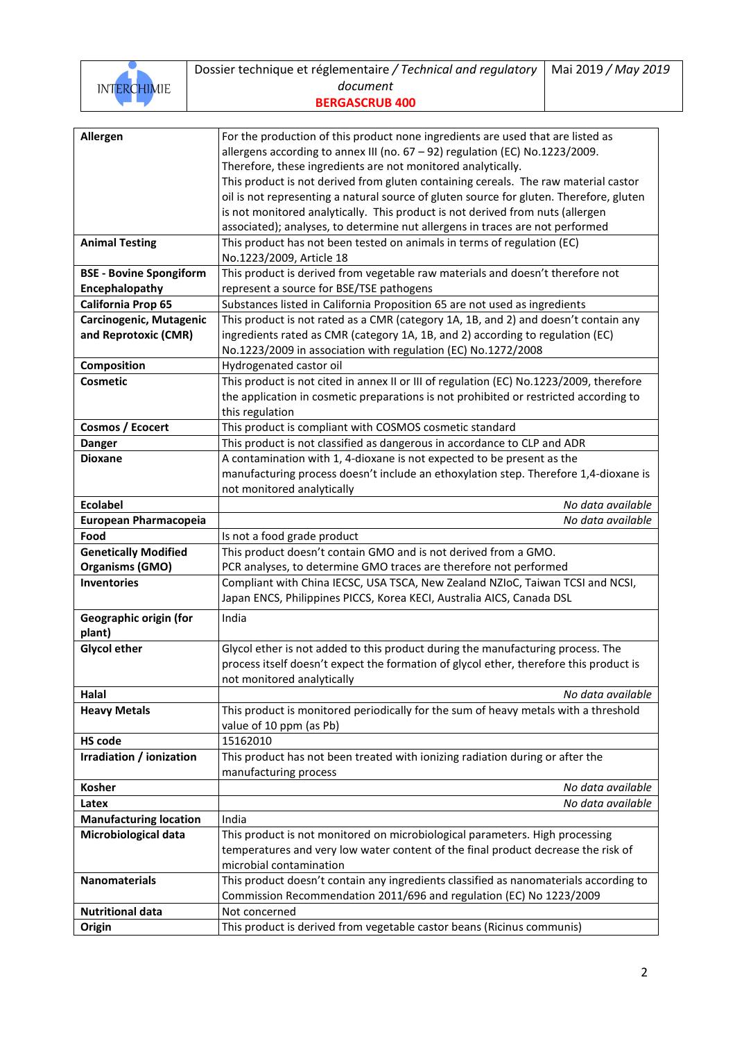| | |
|---|---|
| **Allergen** | For the production of this product none ingredients are used that are listed as allergens according to annex III (no. 67 – 92) regulation (EC) No.1223/2009. Therefore, these ingredients are not monitored analytically. This product is not derived from gluten containing cereals. The raw material castor oil is not representing a natural source of gluten source for gluten. Therefore, gluten is not monitored analytically. This product is not derived from nuts (allergen associated); analyses, to determine nut allergens in traces are not performed |
| **Animal Testing** | This product has not been tested on animals in terms of regulation (EC) No.1223/2009, Article 18 |
| **BSE - Bovine Spongiform Encephalopathy** | This product is derived from vegetable raw materials and doesn't therefore not represent a source for BSE/TSE pathogens |
| **California Prop 65** | Substances listed in California Proposition 65 are not used as ingredients |
| **Carcinogenic, Mutagenic and Reprotoxic (CMR)** | This product is not rated as a CMR (category 1A, 1B, and 2) and doesn't contain any ingredients rated as CMR (category 1A, 1B, and 2) according to regulation (EC) No.1223/2009 in association with regulation (EC) No.1272/2008 |
| **Composition** | Hydrogenated castor oil |
| **Cosmetic** | This product is not cited in annex II or III of regulation (EC) No.1223/2009, therefore the application in cosmetic preparations is not prohibited or restricted according to this regulation |
| **Cosmos / Ecocert** | This product is compliant with COSMOS cosmetic standard |
| **Danger** | This product is not classified as dangerous in accordance to CLP and ADR |
| **Dioxane** | A contamination with 1, 4-dioxane is not expected to be present as the manufacturing process doesn't include an ethoxylation step. Therefore 1,4-dioxane is not monitored analytically |
| **Ecolabel** | *No data available* |
| **European Pharmacopeia** | *No data available* |
| **Food** | Is not a food grade product |
| **Genetically Modified Organisms (GMO)** | This product doesn't contain GMO and is not derived from a GMO. PCR analyses, to determine GMO traces are therefore not performed |
| **Inventories** | Compliant with China IECSC, USA TSCA, New Zealand NZIoC, Taiwan TCSI and NCSI, Japan ENCS, Philippines PICCS, Korea KECI, Australia AICS, Canada DSL |
| **Geographic origin (for plant)** | India |
| **Glycol ether** | Glycol ether is not added to this product during the manufacturing process. The process itself doesn't expect the formation of glycol ether, therefore this product is not monitored analytically |
| **Halal** | *No data available* |
| **Heavy Metals** | This product is monitored periodically for the sum of heavy metals with a threshold value of 10 ppm (as Pb) |
| **HS code** | 15162010 |
| **Irradiation / ionization** | This product has not been treated with ionizing radiation during or after the manufacturing process |
| **Kosher** | *No data available* |
| **Latex** | *No data available* |
| **Manufacturing location** | India |
| **Microbiological data** | This product is not monitored on microbiological parameters. High processing temperatures and very low water content of the final product decrease the risk of microbial contamination |
| **Nanomaterials** | This product doesn't contain any ingredients classified as nanomaterials according to Commission Recommendation 2011/696 and regulation (EC) No 1223/2009 |
| **Nutritional data** | Not concerned |
| **Origin** | This product is derived from vegetable castor beans (Ricinus communis) |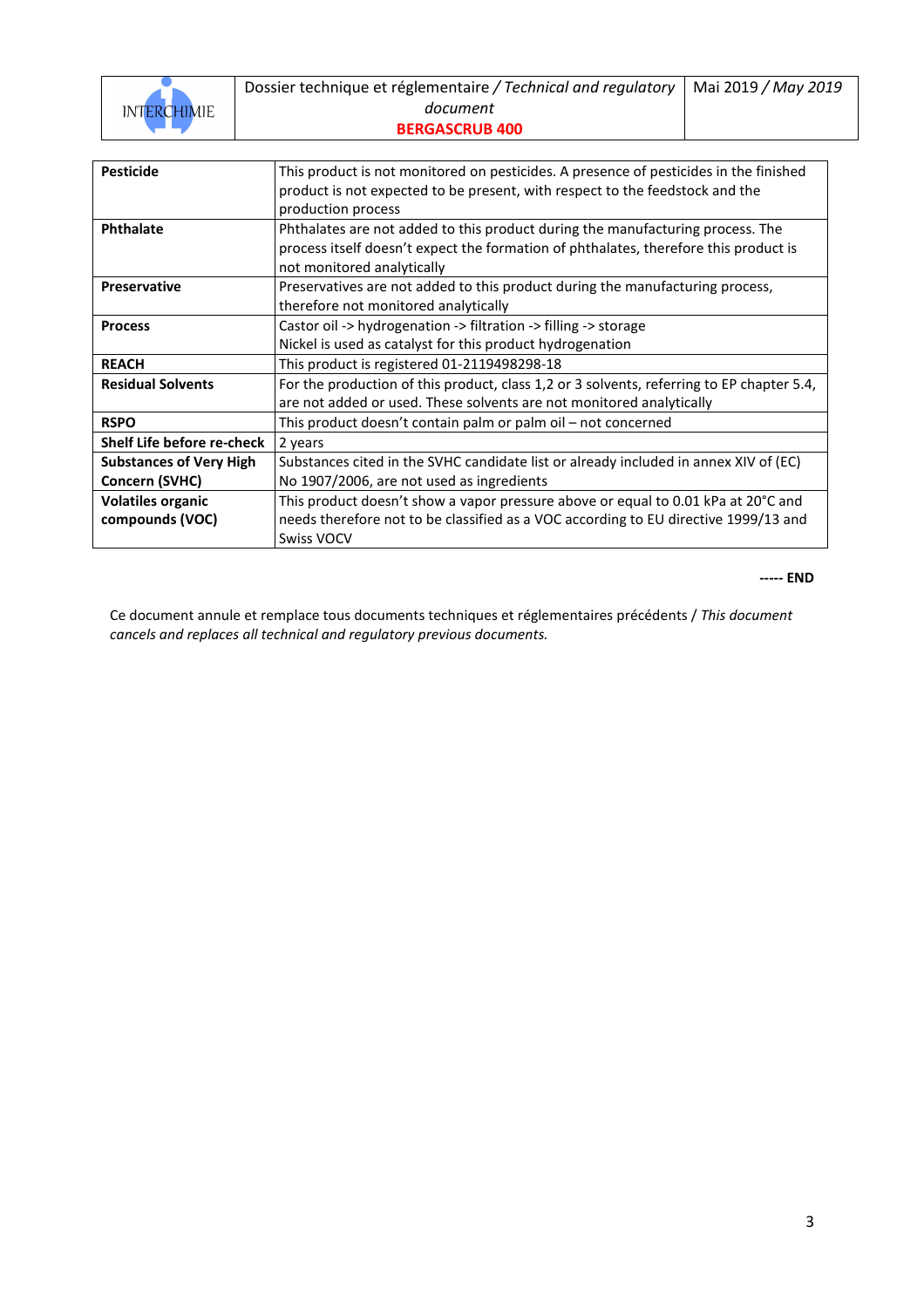| | |
|---|---|
| **Pesticide** | This product is not monitored on pesticides. A presence of pesticides in the finished product is not expected to be present, with respect to the feedstock and the production process |
| **Phthalate** | Phthalates are not added to this product during the manufacturing process. The process itself doesn't expect the formation of phthalates, therefore this product is not monitored analytically |
| **Preservative** | Preservatives are not added to this product during the manufacturing process, therefore not monitored analytically |
| **Process** | Castor oil -> hydrogenation -> filtration -> filling -> storage<br>Nickel is used as catalyst for this product hydrogenation |
| **REACH** | This product is registered 01-2119498298-18 |
| **Residual Solvents** | For the production of this product, class 1,2 or 3 solvents, referring to EP chapter 5.4, are not added or used. These solvents are not monitored analytically |
| **RSPO** | This product doesn't contain palm or palm oil – not concerned |
| **Shelf Life before re-check** | 2 years |
| **Substances of Very High Concern (SVHC)** | Substances cited in the SVHC candidate list or already included in annex XIV of (EC) No 1907/2006, are not used as ingredients |
| **Volatiles organic compounds (VOC)** | This product doesn't show a vapor pressure above or equal to 0.01 kPa at 20°C and needs therefore not to be classified as a VOC according to EU directive 1999/13 and Swiss VOCV |

**----- END**

Ce document annule et remplace tous documents techniques et réglementaires précédents / *This document cancels and replaces all technical and regulatory previous documents.*